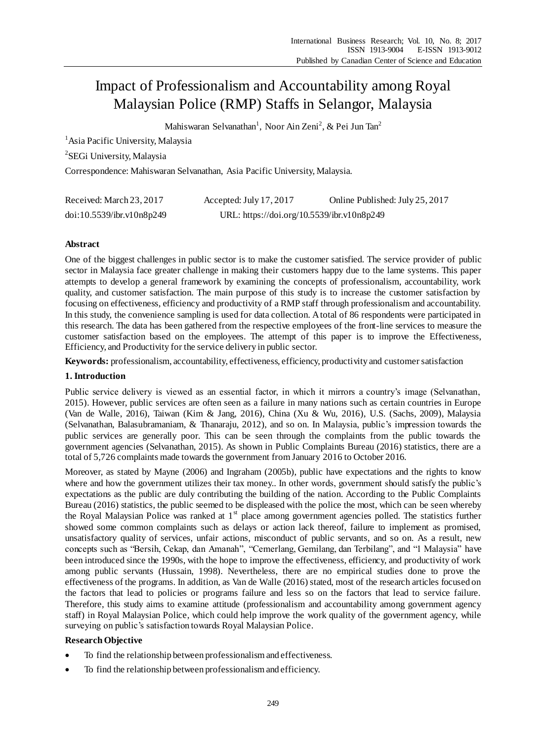# Impact of Professionalism and Accountability among Royal Malaysian Police (RMP) Staffs in Selangor, Malaysia

Mahiswaran Selvanathan[1], Noor Ain Zeni[2], & Pei Jun Tan[2]

[1]Asia Pacific University, Malaysia

[2]SEGi University, Malaysia

Correspondence: Mahiswaran Selvanathan, Asia Pacific University, Malaysia.

Received: March 23, 2017 Accepted: July 17, 2017 Online Published: July 25, 2017

doi:10.5539/ibr.v10n8p249 URL: https://doi.org/10.5539/ibr.v10n8p249

## Abstract

One of the biggest challenges in public sector is to make the customer satisfied. The service provider of public sector in Malaysia face greater challenge in making their customers happy due to the lame systems. This paper attempts to develop a general framework by examining the concepts of professionalism, accountability, work quality, and customer satisfaction. The main purpose of this study is to increase the customer satisfaction by focusing on effectiveness, efficiency and productivity of a RMP staff through professionalism and accountability. In this study, the convenience sampling is used for data collection. A total of 86 respondents were participated in this research. The data has been gathered from the respective employees of the front-line services to measure the customer satisfaction based on the employees. The attempt of this paper is to improve the Effectiveness, Efficiency, and Productivity for the service delivery in public sector.

**Keywords:** professionalism, accountability, effectiveness, efficiency, productivity and customer satisfaction

## 1. Introduction

Public service delivery is viewed as an essential factor, in which it mirrors a country's image (Selvanathan, 2015). However, public services are often seen as a failure in many nations such as certain countries in Europe (Van de Walle, 2016), Taiwan (Kim & Jang, 2016), China (Xu & Wu, 2016), U.S. (Sachs, 2009), Malaysia (Selvanathan, Balasubramaniam, & Thanaraju, 2012), and so on. In Malaysia, public's impression towards the public services are generally poor. This can be seen through the complaints from the public towards the government agencies (Selvanathan, 2015). As shown in Public Complaints Bureau (2016) statistics, there are a total of 5,726 complaints made towards the government from January 2016 to October 2016.

Moreover, as stated by Mayne (2006) and Ingraham (2005b), public have expectations and the rights to know where and how the government utilizes their tax money.. In other words, government should satisfy the public's expectations as the public are duly contributing the building of the nation. According to the Public Complaints Bureau (2016) statistics, the public seemed to be displeased with the police the most, which can be seen whereby the Royal Malaysian Police was ranked at 1st place among government agencies polled. The statistics further showed some common complaints such as delays or action lack thereof, failure to implement as promised, unsatisfactory quality of services, unfair actions, misconduct of public servants, and so on. As a result, new concepts such as "Bersih, Cekap, dan Amanah", "Cemerlang, Gemilang, dan Terbilang", and "1 Malaysia" have been introduced since the 1990s, with the hope to improve the effectiveness, efficiency, and productivity of work among public servants (Hussain, 1998). Nevertheless, there are no empirical studies done to prove the effectiveness of the programs. In addition, as Van de Walle (2016) stated, most of the research articles focused on the factors that lead to policies or programs failure and less so on the factors that lead to service failure. Therefore, this study aims to examine attitude (professionalism and accountability among government agency staff) in Royal Malaysian Police, which could help improve the work quality of the government agency, while surveying on public's satisfaction towards Royal Malaysian Police.

### Research Objective

- To find the relationship between professionalism and effectiveness.
- To find the relationship between professionalism and efficiency.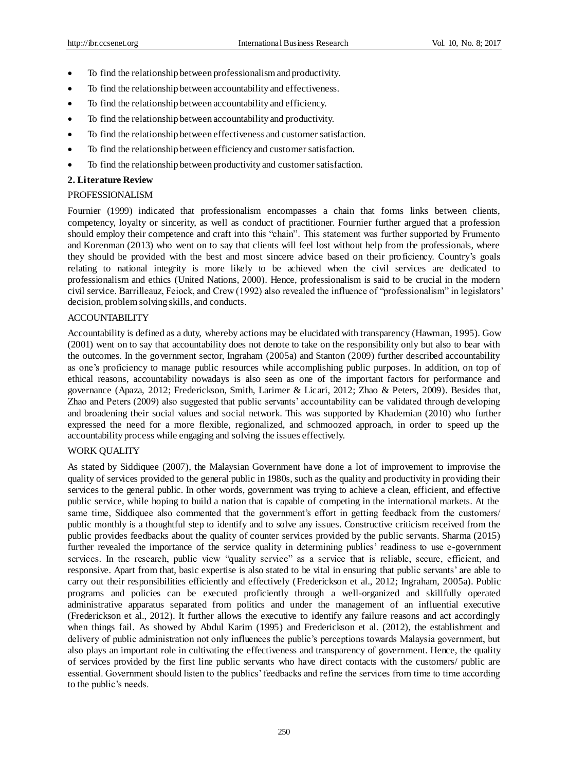- To find the relationship between professionalism and productivity.
- To find the relationship between accountability and effectiveness.
- To find the relationship between accountability and efficiency.
- To find the relationship between accountability and productivity.
- To find the relationship between effectiveness and customer satisfaction.
- To find the relationship between efficiency and customer satisfaction.
- To find the relationship between productivity and customer satisfaction.

## 2. Literature Review

### PROFESSIONALISM

Fournier (1999) indicated that professionalism encompasses a chain that forms links between clients, competency, loyalty or sincerity, as well as conduct of practitioner. Fournier further argued that a profession should employ their competence and craft into this "chain". This statement was further supported by Frumento and Korenman (2013) who went on to say that clients will feel lost without help from the professionals, where they should be provided with the best and most sincere advice based on their proficiency. Country's goals relating to national integrity is more likely to be achieved when the civil services are dedicated to professionalism and ethics (United Nations, 2000). Hence, professionalism is said to be crucial in the modern civil service. Barrilleauz, Feiock, and Crew (1992) also revealed the influence of "professionalism" in legislators' decision, problem solving skills, and conducts.

### ACCOUNTABILITY

Accountability is defined as a duty, whereby actions may be elucidated with transparency (Hawman, 1995). Gow (2001) went on to say that accountability does not denote to take on the responsibility only but also to bear with the outcomes. In the government sector, Ingraham (2005a) and Stanton (2009) further described accountability as one's proficiency to manage public resources while accomplishing public purposes. In addition, on top of ethical reasons, accountability nowadays is also seen as one of the important factors for performance and governance (Apaza, 2012; Frederickson, Smith, Larimer & Licari, 2012; Zhao & Peters, 2009). Besides that, Zhao and Peters (2009) also suggested that public servants' accountability can be validated through developing and broadening their social values and social network. This was supported by Khademian (2010) who further expressed the need for a more flexible, regionalized, and schmoozed approach, in order to speed up the accountability process while engaging and solving the issues effectively.

### WORK QUALITY

As stated by Siddiquee (2007), the Malaysian Government have done a lot of improvement to improvise the quality of services provided to the general public in 1980s, such as the quality and productivity in providing their services to the general public. In other words, government was trying to achieve a clean, efficient, and effective public service, while hoping to build a nation that is capable of competing in the international markets. At the same time, Siddiquee also commented that the government's effort in getting feedback from the customers/ public monthly is a thoughtful step to identify and to solve any issues. Constructive criticism received from the public provides feedbacks about the quality of counter services provided by the public servants. Sharma (2015) further revealed the importance of the service quality in determining publics' readiness to use e-government services. In the research, public view "quality service" as a service that is reliable, secure, efficient, and responsive. Apart from that, basic expertise is also stated to be vital in ensuring that public servants' are able to carry out their responsibilities efficiently and effectively (Frederickson et al., 2012; Ingraham, 2005a). Public programs and policies can be executed proficiently through a well-organized and skillfully operated administrative apparatus separated from politics and under the management of an influential executive (Frederickson et al., 2012). It further allows the executive to identify any failure reasons and act accordingly when things fail. As showed by Abdul Karim (1995) and Frederickson et al. (2012), the establishment and delivery of public administration not only influences the public's perceptions towards Malaysia government, but also plays an important role in cultivating the effectiveness and transparency of government. Hence, the quality of services provided by the first line public servants who have direct contacts with the customers/ public are essential. Government should listen to the publics' feedbacks and refine the services from time to time according to the public's needs.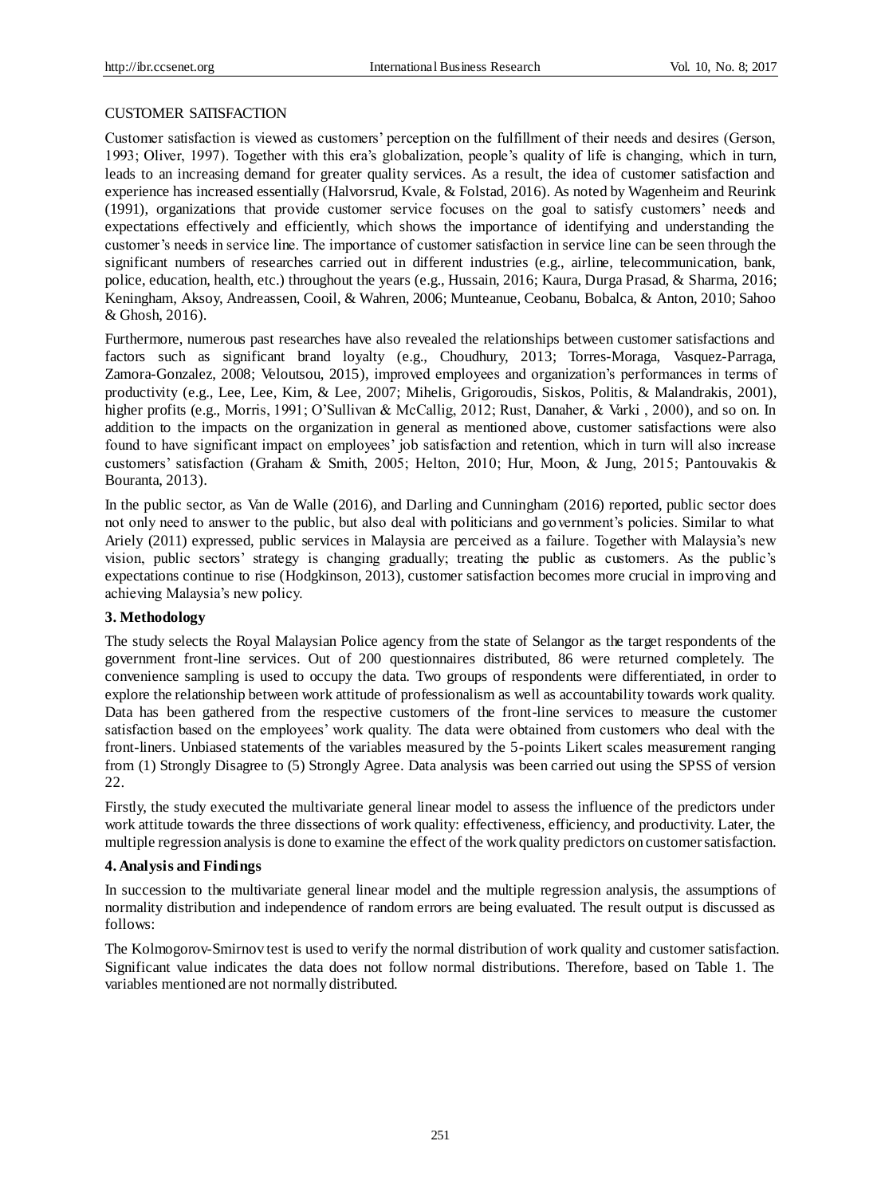CUSTOMER SATISFACTION

Customer satisfaction is viewed as customers' perception on the fulfillment of their needs and desires (Gerson, 1993; Oliver, 1997). Together with this era's globalization, people's quality of life is changing, which in turn, leads to an increasing demand for greater quality services. As a result, the idea of customer satisfaction and experience has increased essentially (Halvorsrud, Kvale, & Folstad, 2016). As noted by Wagenheim and Reurink (1991), organizations that provide customer service focuses on the goal to satisfy customers' needs and expectations effectively and efficiently, which shows the importance of identifying and understanding the customer's needs in service line. The importance of customer satisfaction in service line can be seen through the significant numbers of researches carried out in different industries (e.g., airline, telecommunication, bank, police, education, health, etc.) throughout the years (e.g., Hussain, 2016; Kaura, Durga Prasad, & Sharma, 2016; Keningham, Aksoy, Andreassen, Cooil, & Wahren, 2006; Munteanue, Ceobanu, Bobalca, & Anton, 2010; Sahoo & Ghosh, 2016).

Furthermore, numerous past researches have also revealed the relationships between customer satisfactions and factors such as significant brand loyalty (e.g., Choudhury, 2013; Torres-Moraga, Vasquez-Parraga, Zamora-Gonzalez, 2008; Veloutsou, 2015), improved employees and organization's performances in terms of productivity (e.g., Lee, Lee, Kim, & Lee, 2007; Mihelis, Grigoroudis, Siskos, Politis, & Malandrakis, 2001), higher profits (e.g., Morris, 1991; O'Sullivan & McCallig, 2012; Rust, Danaher, & Varki , 2000), and so on. In addition to the impacts on the organization in general as mentioned above, customer satisfactions were also found to have significant impact on employees' job satisfaction and retention, which in turn will also increase customers' satisfaction (Graham & Smith, 2005; Helton, 2010; Hur, Moon, & Jung, 2015; Pantouvakis & Bouranta, 2013).

In the public sector, as Van de Walle (2016), and Darling and Cunningham (2016) reported, public sector does not only need to answer to the public, but also deal with politicians and government's policies. Similar to what Ariely (2011) expressed, public services in Malaysia are perceived as a failure. Together with Malaysia's new vision, public sectors' strategy is changing gradually; treating the public as customers. As the public's expectations continue to rise (Hodgkinson, 2013), customer satisfaction becomes more crucial in improving and achieving Malaysia's new policy.

## 3. Methodology

The study selects the Royal Malaysian Police agency from the state of Selangor as the target respondents of the government front-line services. Out of 200 questionnaires distributed, 86 were returned completely. The convenience sampling is used to occupy the data. Two groups of respondents were differentiated, in order to explore the relationship between work attitude of professionalism as well as accountability towards work quality. Data has been gathered from the respective customers of the front-line services to measure the customer satisfaction based on the employees' work quality. The data were obtained from customers who deal with the front-liners. Unbiased statements of the variables measured by the 5-points Likert scales measurement ranging from (1) Strongly Disagree to (5) Strongly Agree. Data analysis was been carried out using the SPSS of version 22.

Firstly, the study executed the multivariate general linear model to assess the influence of the predictors under work attitude towards the three dissections of work quality: effectiveness, efficiency, and productivity. Later, the multiple regression analysis is done to examine the effect of the work quality predictors on customer satisfaction.

## 4. Analysis and Findings

In succession to the multivariate general linear model and the multiple regression analysis, the assumptions of normality distribution and independence of random errors are being evaluated. The result output is discussed as follows:

The Kolmogorov-Smirnov test is used to verify the normal distribution of work quality and customer satisfaction. Significant value indicates the data does not follow normal distributions. Therefore, based on Table 1. The variables mentioned are not normally distributed.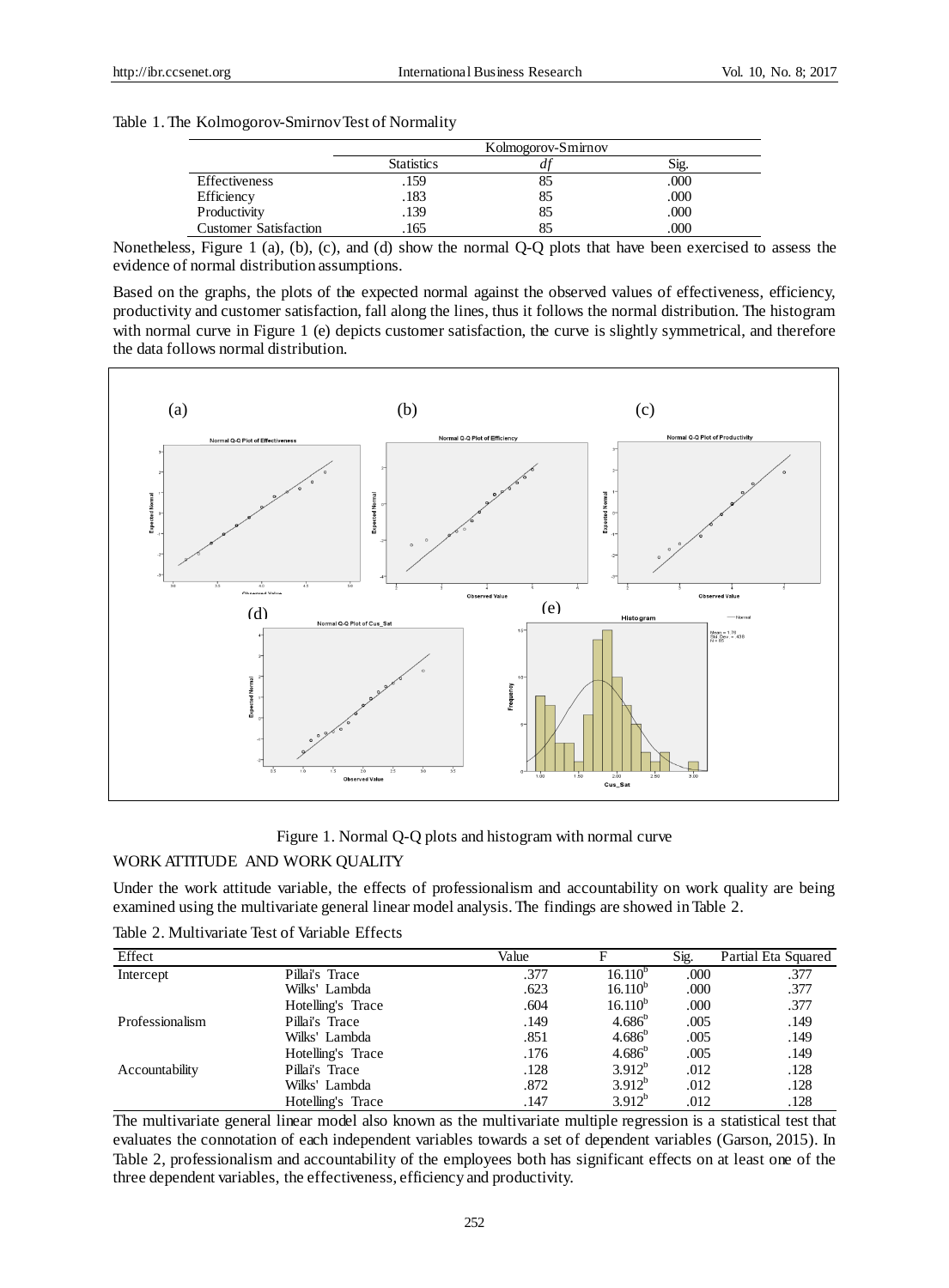Table 1. The Kolmogorov-Smirnov Test of Normality

| | Kolmogorov-Smirnov | | |
|---|---|---|---|
| | Statistics | *df* | Sig. |
| Effectiveness | .159 | 85 | .000 |
| Efficiency | .183 | 85 | .000 |
| Productivity | .139 | 85 | .000 |
| Customer Satisfaction | .165 | 85 | .000 |

Nonetheless, Figure 1 (a), (b), (c), and (d) show the normal Q-Q plots that have been exercised to assess the evidence of normal distribution assumptions.

Based on the graphs, the plots of the expected normal against the observed values of effectiveness, efficiency, productivity and customer satisfaction, fall along the lines, thus it follows the normal distribution. The histogram with normal curve in Figure 1 (e) depicts customer satisfaction, the curve is slightly symmetrical, and therefore the data follows normal distribution.

Figure 1. Normal Q-Q plots and histogram with normal curve

## WORK ATTITUDE AND WORK QUALITY

Under the work attitude variable, the effects of professionalism and accountability on work quality are being examined using the multivariate general linear model analysis. The findings are showed in Table 2.

Table 2. Multivariate Test of Variable Effects

| Effect | | Value | F | Sig. | Partial Eta Squared |
|---|---|---|---|---|---|
| Intercept | Pillai's Trace | .377 | 16.110[b] | .000 | .377 |
| | Wilks' Lambda | .623 | 16.110[b] | .000 | .377 |
| | Hotelling's Trace | .604 | 16.110[b] | .000 | .377 |
| Professionalism | Pillai's Trace | .149 | 4.686[b] | .005 | .149 |
| | Wilks' Lambda | .851 | 4.686[b] | .005 | .149 |
| | Hotelling's Trace | .176 | 4.686[b] | .005 | .149 |
| Accountability | Pillai's Trace | .128 | 3.912[b] | .012 | .128 |
| | Wilks' Lambda | .872 | 3.912[b] | .012 | .128 |
| | Hotelling's Trace | .147 | 3.912[b] | .012 | .128 |

The multivariate general linear model also known as the multivariate multiple regression is a statistical test that evaluates the connotation of each independent variables towards a set of dependent variables (Garson, 2015). In Table 2, professionalism and accountability of the employees both has significant effects on at least one of the three dependent variables, the effectiveness, efficiency and productivity.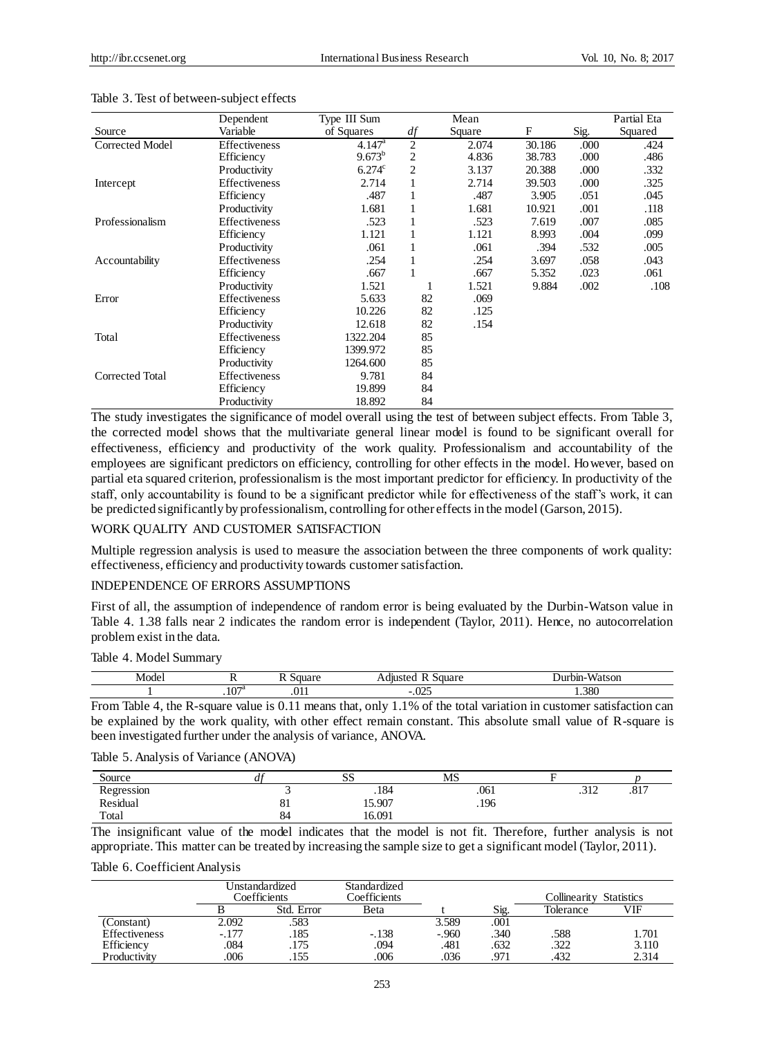Table 3. Test of between-subject effects

| Source | Dependent Variable | Type III Sum of Squares | *df* | Mean Square | F | Sig. | Partial Eta Squared |
|---|---|---|---|---|---|---|---|
| Corrected Model | Effectiveness | 4.147[a] | 2 | 2.074 | 30.186 | .000 | .424 |
| | Efficiency | 9.673[b] | 2 | 4.836 | 38.783 | .000 | .486 |
| | Productivity | 6.274[c] | 2 | 3.137 | 20.388 | .000 | .332 |
| Intercept | Effectiveness | 2.714 | 1 | 2.714 | 39.503 | .000 | .325 |
| | Efficiency | .487 | 1 | .487 | 3.905 | .051 | .045 |
| | Productivity | 1.681 | 1 | 1.681 | 10.921 | .001 | .118 |
| Professionalism | Effectiveness | .523 | 1 | .523 | 7.619 | .007 | .085 |
| | Efficiency | 1.121 | 1 | 1.121 | 8.993 | .004 | .099 |
| | Productivity | .061 | 1 | .061 | .394 | .532 | .005 |
| Accountability | Effectiveness | .254 | 1 | .254 | 3.697 | .058 | .043 |
| | Efficiency | .667 | 1 | .667 | 5.352 | .023 | .061 |
| | Productivity | 1.521 | 1 | 1.521 | 9.884 | .002 | .108 |
| Error | Effectiveness | 5.633 | 82 | .069 | | | |
| | Efficiency | 10.226 | 82 | .125 | | | |
| | Productivity | 12.618 | 82 | .154 | | | |
| Total | Effectiveness | 1322.204 | 85 | | | | |
| | Efficiency | 1399.972 | 85 | | | | |
| | Productivity | 1264.600 | 85 | | | | |
| Corrected Total | Effectiveness | 9.781 | 84 | | | | |
| | Efficiency | 19.899 | 84 | | | | |
| | Productivity | 18.892 | 84 | | | | |

The study investigates the significance of model overall using the test of between subject effects. From Table 3, the corrected model shows that the multivariate general linear model is found to be significant overall for effectiveness, efficiency and productivity of the work quality. Professionalism and accountability of the employees are significant predictors on efficiency, controlling for other effects in the model. However, based on partial eta squared criterion, professionalism is the most important predictor for efficiency. In productivity of the staff, only accountability is found to be a significant predictor while for effectiveness of the staff's work, it can be predicted significantly by professionalism, controlling for other effects in the model (Garson, 2015).

## WORK QUALITY AND CUSTOMER SATISFACTION

Multiple regression analysis is used to measure the association between the three components of work quality: effectiveness, efficiency and productivity towards customer satisfaction.

## INDEPENDENCE OF ERRORS ASSUMPTIONS

First of all, the assumption of independence of random error is being evaluated by the Durbin-Watson value in Table 4. 1.38 falls near 2 indicates the random error is independent (Taylor, 2011). Hence, no autocorrelation problem exist in the data.

Table 4. Model Summary

| Model | R | R Square | Adjusted R Square | Durbin-Watson |
|---|---|---|---|---|
| 1 | .107[a] | .011 | -.025 | 1.380 |

From Table 4, the R-square value is 0.11 means that, only 1.1% of the total variation in customer satisfaction can be explained by the work quality, with other effect remain constant. This absolute small value of R-square is been investigated further under the analysis of variance, ANOVA.

Table 5. Analysis of Variance (ANOVA)

| Source | *df* | SS | MS | F | *p* |
|---|---|---|---|---|---|
| Regression | 3 | .184 | .061 | .312 | .817 |
| Residual | 81 | 15.907 | .196 | | |
| Total | 84 | 16.091 | | | |

The insignificant value of the model indicates that the model is not fit. Therefore, further analysis is not appropriate. This matter can be treated by increasing the sample size to get a significant model (Taylor, 2011).

Table 6. Coefficient Analysis

| | Unstandardized Coefficients | | Standardized Coefficients | | | Collinearity Statistics | |
|---|---|---|---|---|---|---|---|
| | B | Std. Error | Beta | t | Sig. | Tolerance | VIF |
| (Constant) | 2.092 | .583 | | 3.589 | .001 | | |
| Effectiveness | -.177 | .185 | -.138 | -.960 | .340 | .588 | 1.701 |
| Efficiency | .084 | .175 | .094 | .481 | .632 | .322 | 3.110 |
| Productivity | .006 | .155 | .006 | .036 | .971 | .432 | 2.314 |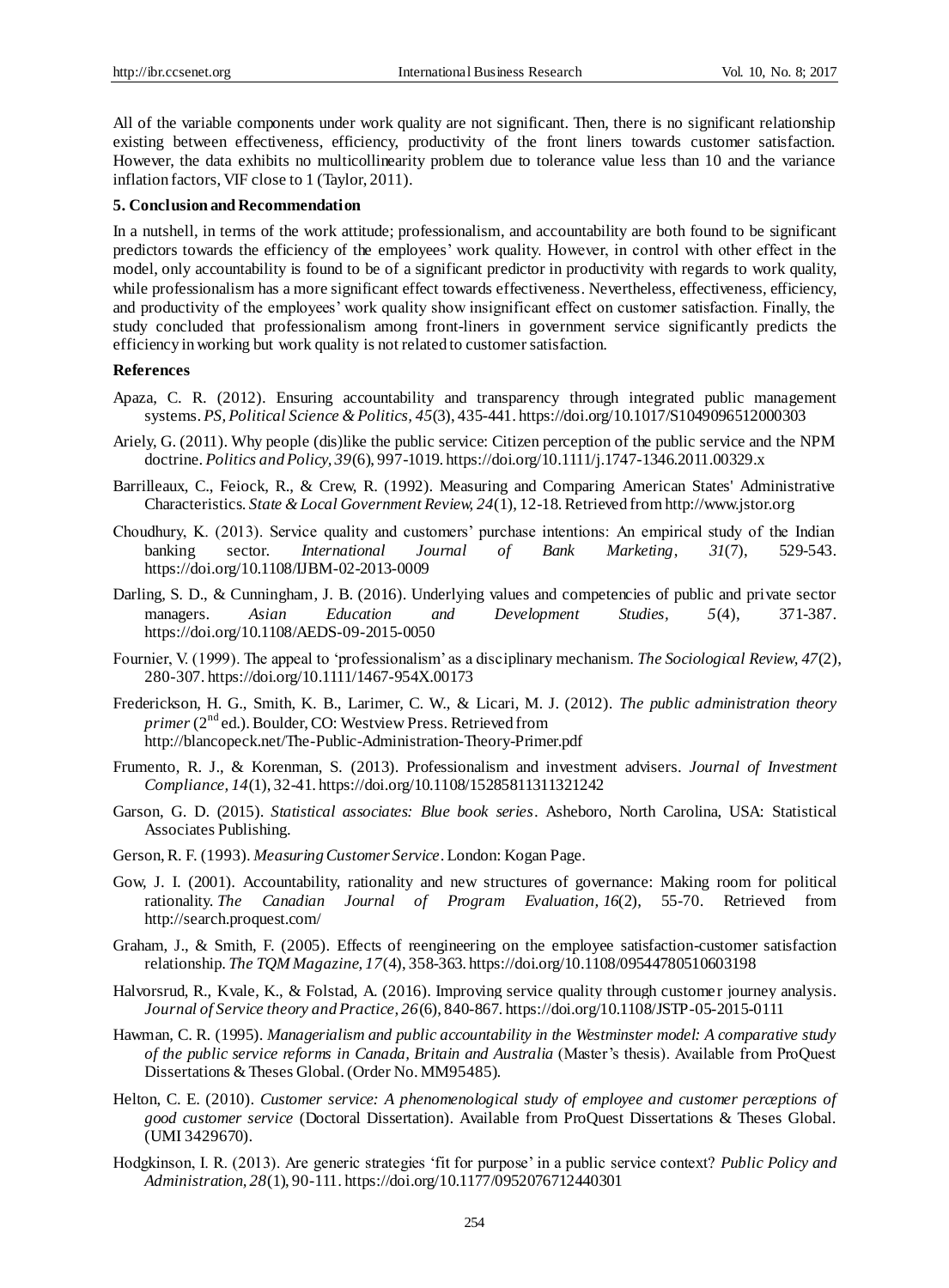All of the variable components under work quality are not significant. Then, there is no significant relationship existing between effectiveness, efficiency, productivity of the front liners towards customer satisfaction. However, the data exhibits no multicollinearity problem due to tolerance value less than 10 and the variance inflation factors, VIF close to 1 (Taylor, 2011).

## 5. Conclusion and Recommendation

In a nutshell, in terms of the work attitude; professionalism, and accountability are both found to be significant predictors towards the efficiency of the employees' work quality. However, in control with other effect in the model, only accountability is found to be of a significant predictor in productivity with regards to work quality, while professionalism has a more significant effect towards effectiveness. Nevertheless, effectiveness, efficiency, and productivity of the employees' work quality show insignificant effect on customer satisfaction. Finally, the study concluded that professionalism among front-liners in government service significantly predicts the efficiency in working but work quality is not related to customer satisfaction.

## References

Apaza, C. R. (2012). Ensuring accountability and transparency through integrated public management systems. *PS, Political Science & Politics, 45*(3), 435-441. https://doi.org/10.1017/S1049096512000303

Ariely, G. (2011). Why people (dis)like the public service: Citizen perception of the public service and the NPM doctrine. *Politics and Policy, 39*(6), 997-1019. https://doi.org/10.1111/j.1747-1346.2011.00329.x

Barrilleaux, C., Feiock, R., & Crew, R. (1992). Measuring and Comparing American States' Administrative Characteristics. *State & Local Government Review, 24*(1), 12-18. Retrieved from http://www.jstor.org

Choudhury, K. (2013). Service quality and customers' purchase intentions: An empirical study of the Indian banking sector. *International Journal of Bank Marketing*, *31*(7), 529-543. https://doi.org/10.1108/IJBM-02-2013-0009

Darling, S. D., & Cunningham, J. B. (2016). Underlying values and competencies of public and private sector managers. *Asian Education and Development Studies*, *5*(4), 371-387. https://doi.org/10.1108/AEDS-09-2015-0050

Fournier, V. (1999). The appeal to 'professionalism' as a disciplinary mechanism. *The Sociological Review, 47*(2), 280-307. https://doi.org/10.1111/1467-954X.00173

Frederickson, H. G., Smith, K. B., Larimer, C. W., & Licari, M. J. (2012). *The public administration theory primer* (2nd ed.). Boulder, CO: Westview Press. Retrieved from http://blancopeck.net/The-Public-Administration-Theory-Primer.pdf

Frumento, R. J., & Korenman, S. (2013). Professionalism and investment advisers. *Journal of Investment Compliance, 14*(1), 32-41. https://doi.org/10.1108/15285811311321242

Garson, G. D. (2015). *Statistical associates: Blue book series*. Asheboro, North Carolina, USA: Statistical Associates Publishing.

Gerson, R. F. (1993). *Measuring Customer Service*. London: Kogan Page.

Gow, J. I. (2001). Accountability, rationality and new structures of governance: Making room for political rationality. *The Canadian Journal of Program Evaluation, 16*(2), 55-70. Retrieved from http://search.proquest.com/

Graham, J., & Smith, F. (2005). Effects of reengineering on the employee satisfaction-customer satisfaction relationship. *The TQM Magazine, 17*(4), 358-363. https://doi.org/10.1108/09544780510603198

Halvorsrud, R., Kvale, K., & Folstad, A. (2016). Improving service quality through customer journey analysis. *Journal of Service theory and Practice, 26*(6), 840-867. https://doi.org/10.1108/JSTP-05-2015-0111

Hawman, C. R. (1995). *Managerialism and public accountability in the Westminster model: A comparative study of the public service reforms in Canada, Britain and Australia* (Master's thesis). Available from ProQuest Dissertations & Theses Global. (Order No. MM95485).

Helton, C. E. (2010). *Customer service: A phenomenological study of employee and customer perceptions of good customer service* (Doctoral Dissertation). Available from ProQuest Dissertations & Theses Global. (UMI 3429670).

Hodgkinson, I. R. (2013). Are generic strategies 'fit for purpose' in a public service context? *Public Policy and Administration, 28*(1), 90-111. https://doi.org/10.1177/0952076712440301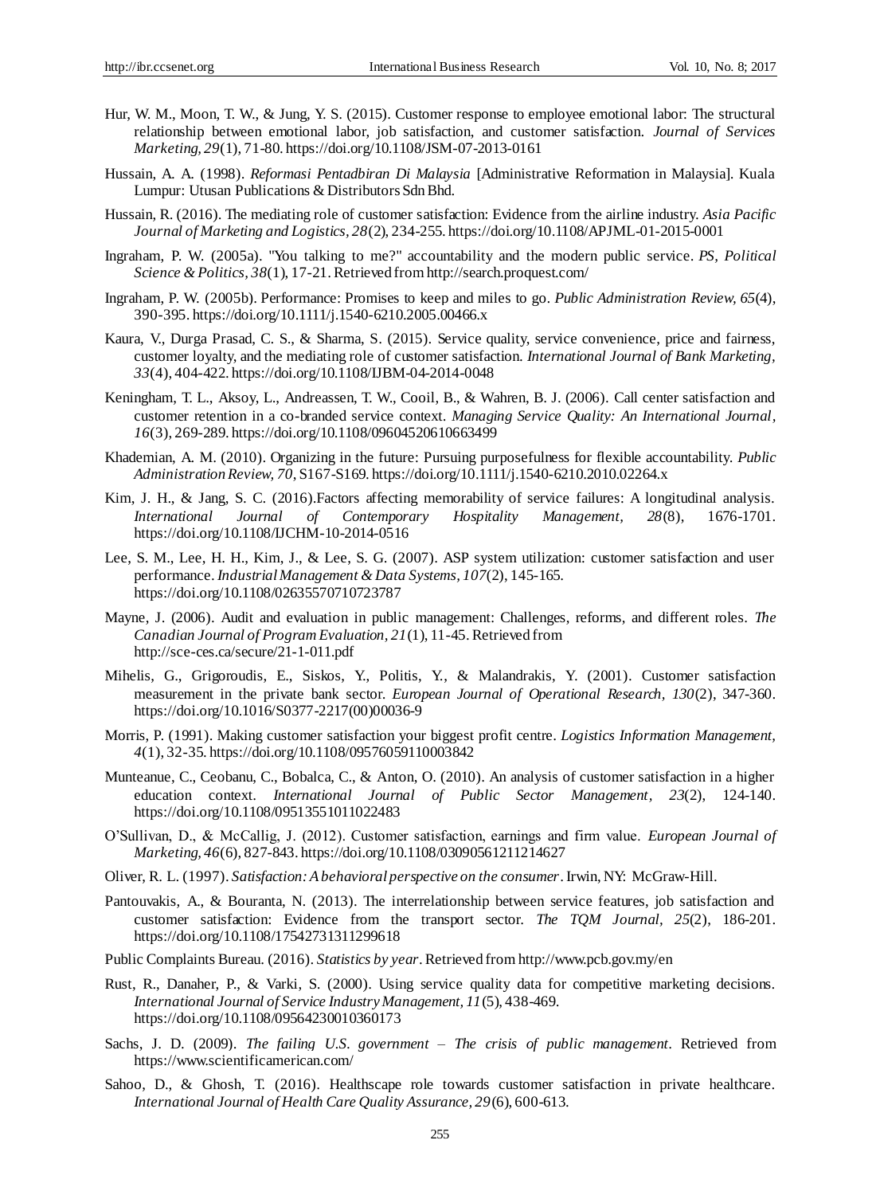Hur, W. M., Moon, T. W., & Jung, Y. S. (2015). Customer response to employee emotional labor: The structural relationship between emotional labor, job satisfaction, and customer satisfaction. *Journal of Services Marketing, 29*(1), 71-80. https://doi.org/10.1108/JSM-07-2013-0161

Hussain, A. A. (1998). *Reformasi Pentadbiran Di Malaysia* [Administrative Reformation in Malaysia]. Kuala Lumpur: Utusan Publications & Distributors Sdn Bhd.

Hussain, R. (2016). The mediating role of customer satisfaction: Evidence from the airline industry. *Asia Pacific Journal of Marketing and Logistics, 28*(2), 234-255. https://doi.org/10.1108/APJML-01-2015-0001

Ingraham, P. W. (2005a). "You talking to me?" accountability and the modern public service. *PS, Political Science & Politics, 38*(1), 17-21. Retrieved from http://search.proquest.com/

Ingraham, P. W. (2005b). Performance: Promises to keep and miles to go. *Public Administration Review, 65*(4), 390-395. https://doi.org/10.1111/j.1540-6210.2005.00466.x

Kaura, V., Durga Prasad, C. S., & Sharma, S. (2015). Service quality, service convenience, price and fairness, customer loyalty, and the mediating role of customer satisfaction. *International Journal of Bank Marketing, 33*(4), 404-422. https://doi.org/10.1108/IJBM-04-2014-0048

Keningham, T. L., Aksoy, L., Andreassen, T. W., Cooil, B., & Wahren, B. J. (2006). Call center satisfaction and customer retention in a co-branded service context. *Managing Service Quality: An International Journal, 16*(3), 269-289. https://doi.org/10.1108/09604520610663499

Khademian, A. M. (2010). Organizing in the future: Pursuing purposefulness for flexible accountability. *Public Administration Review, 70*, S167-S169. https://doi.org/10.1111/j.1540-6210.2010.02264.x

Kim, J. H., & Jang, S. C. (2016).Factors affecting memorability of service failures: A longitudinal analysis. *International Journal of Contemporary Hospitality Management, 28*(8), 1676-1701. https://doi.org/10.1108/IJCHM-10-2014-0516

Lee, S. M., Lee, H. H., Kim, J., & Lee, S. G. (2007). ASP system utilization: customer satisfaction and user performance. *Industrial Management & Data Systems, 107*(2), 145-165. https://doi.org/10.1108/02635570710723787

Mayne, J. (2006). Audit and evaluation in public management: Challenges, reforms, and different roles. *The Canadian Journal of Program Evaluation, 21*(1), 11-45. Retrieved from http://sce-ces.ca/secure/21-1-011.pdf

Mihelis, G., Grigoroudis, E., Siskos, Y., Politis, Y., & Malandrakis, Y. (2001). Customer satisfaction measurement in the private bank sector. *European Journal of Operational Research, 130*(2), 347-360. https://doi.org/10.1016/S0377-2217(00)00036-9

Morris, P. (1991). Making customer satisfaction your biggest profit centre. *Logistics Information Management, 4*(1), 32-35. https://doi.org/10.1108/09576059110003842

Munteanue, C., Ceobanu, C., Bobalca, C., & Anton, O. (2010). An analysis of customer satisfaction in a higher education context. *International Journal of Public Sector Management, 23*(2), 124-140. https://doi.org/10.1108/09513551011022483

O'Sullivan, D., & McCallig, J. (2012). Customer satisfaction, earnings and firm value. *European Journal of Marketing, 46*(6), 827-843. https://doi.org/10.1108/03090561211214627

Oliver, R. L. (1997). *Satisfaction: A behavioral perspective on the consumer*. Irwin, NY: McGraw-Hill.

Pantouvakis, A., & Bouranta, N. (2013). The interrelationship between service features, job satisfaction and customer satisfaction: Evidence from the transport sector. *The TQM Journal, 25*(2), 186-201. https://doi.org/10.1108/17542731311299618

Public Complaints Bureau. (2016). *Statistics by year*. Retrieved from http://www.pcb.gov.my/en

Rust, R., Danaher, P., & Varki, S. (2000). Using service quality data for competitive marketing decisions. *International Journal of Service Industry Management, 11*(5), 438-469. https://doi.org/10.1108/09564230010360173

Sachs, J. D. (2009). *The failing U.S. government – The crisis of public management*. Retrieved from https://www.scientificamerican.com/

Sahoo, D., & Ghosh, T. (2016). Healthscape role towards customer satisfaction in private healthcare. *International Journal of Health Care Quality Assurance, 29*(6), 600-613.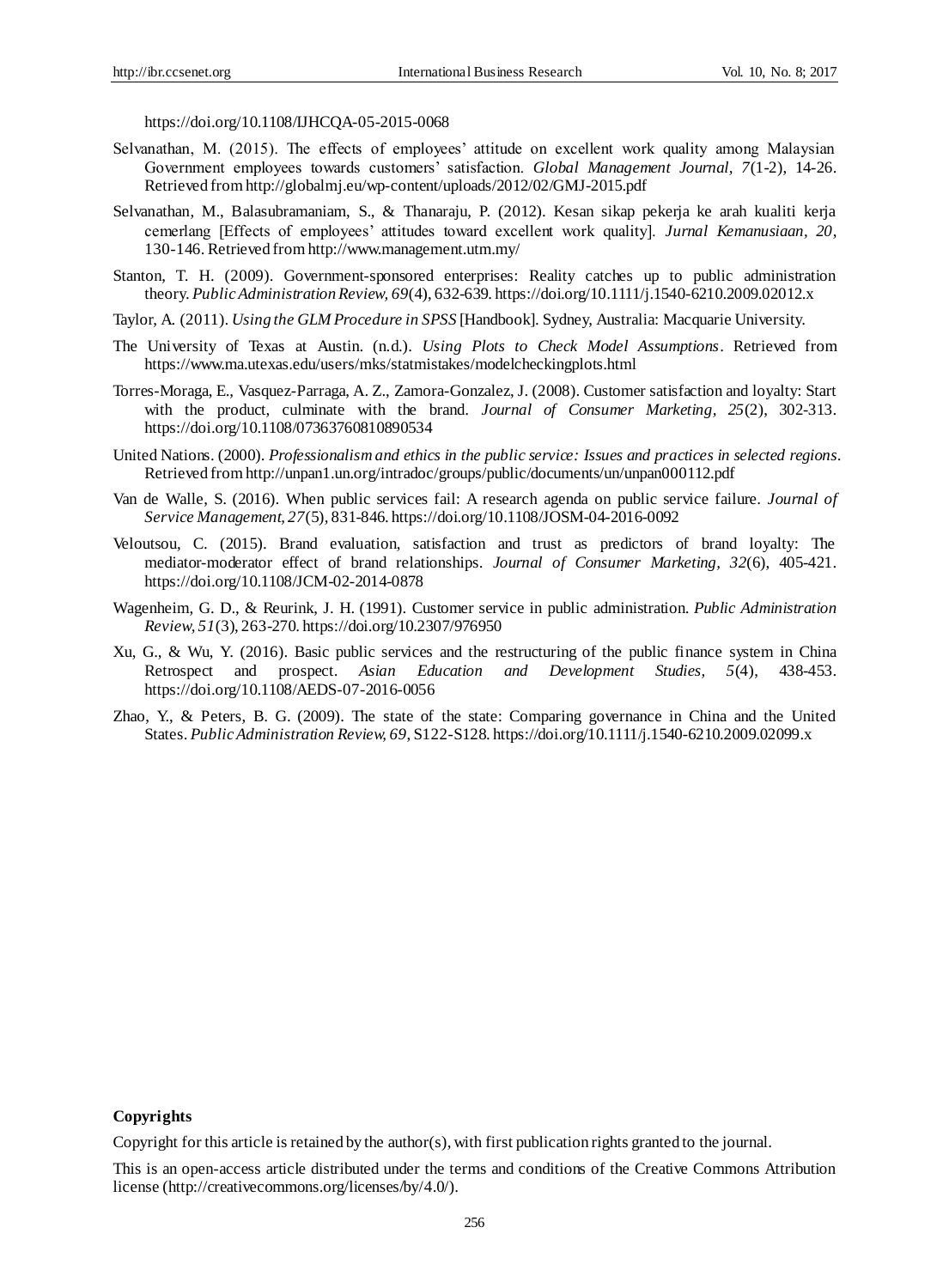https://doi.org/10.1108/IJHCQA-05-2015-0068

Selvanathan, M. (2015). The effects of employees' attitude on excellent work quality among Malaysian Government employees towards customers' satisfaction. *Global Management Journal, 7*(1-2), 14-26. Retrieved from http://globalmj.eu/wp-content/uploads/2012/02/GMJ-2015.pdf

Selvanathan, M., Balasubramaniam, S., & Thanaraju, P. (2012). Kesan sikap pekerja ke arah kualiti kerja cemerlang [Effects of employees' attitudes toward excellent work quality]. *Jurnal Kemanusiaan, 20*, 130-146. Retrieved from http://www.management.utm.my/

Stanton, T. H. (2009). Government-sponsored enterprises: Reality catches up to public administration theory. *Public Administration Review, 69*(4), 632-639. https://doi.org/10.1111/j.1540-6210.2009.02012.x

Taylor, A. (2011). *Using the GLM Procedure in SPSS* [Handbook]. Sydney, Australia: Macquarie University.

The University of Texas at Austin. (n.d.). *Using Plots to Check Model Assumptions*. Retrieved from https://www.ma.utexas.edu/users/mks/statmistakes/modelcheckingplots.html

Torres-Moraga, E., Vasquez-Parraga, A. Z., Zamora-Gonzalez, J. (2008). Customer satisfaction and loyalty: Start with the product, culminate with the brand. *Journal of Consumer Marketing, 25*(2), 302-313. https://doi.org/10.1108/07363760810890534

United Nations. (2000). *Professionalism and ethics in the public service: Issues and practices in selected regions*. Retrieved from http://unpan1.un.org/intradoc/groups/public/documents/un/unpan000112.pdf

Van de Walle, S. (2016). When public services fail: A research agenda on public service failure. *Journal of Service Management, 27*(5), 831-846. https://doi.org/10.1108/JOSM-04-2016-0092

Veloutsou, C. (2015). Brand evaluation, satisfaction and trust as predictors of brand loyalty: The mediator-moderator effect of brand relationships. *Journal of Consumer Marketing, 32*(6), 405-421. https://doi.org/10.1108/JCM-02-2014-0878

Wagenheim, G. D., & Reurink, J. H. (1991). Customer service in public administration. *Public Administration Review, 51*(3), 263-270. https://doi.org/10.2307/976950

Xu, G., & Wu, Y. (2016). Basic public services and the restructuring of the public finance system in China Retrospect and prospect. *Asian Education and Development Studies, 5*(4), 438-453. https://doi.org/10.1108/AEDS-07-2016-0056

Zhao, Y., & Peters, B. G. (2009). The state of the state: Comparing governance in China and the United States. *Public Administration Review, 69*, S122-S128. https://doi.org/10.1111/j.1540-6210.2009.02099.x

**Copyrights**

Copyright for this article is retained by the author(s), with first publication rights granted to the journal.

This is an open-access article distributed under the terms and conditions of the Creative Commons Attribution license (http://creativecommons.org/licenses/by/4.0/).